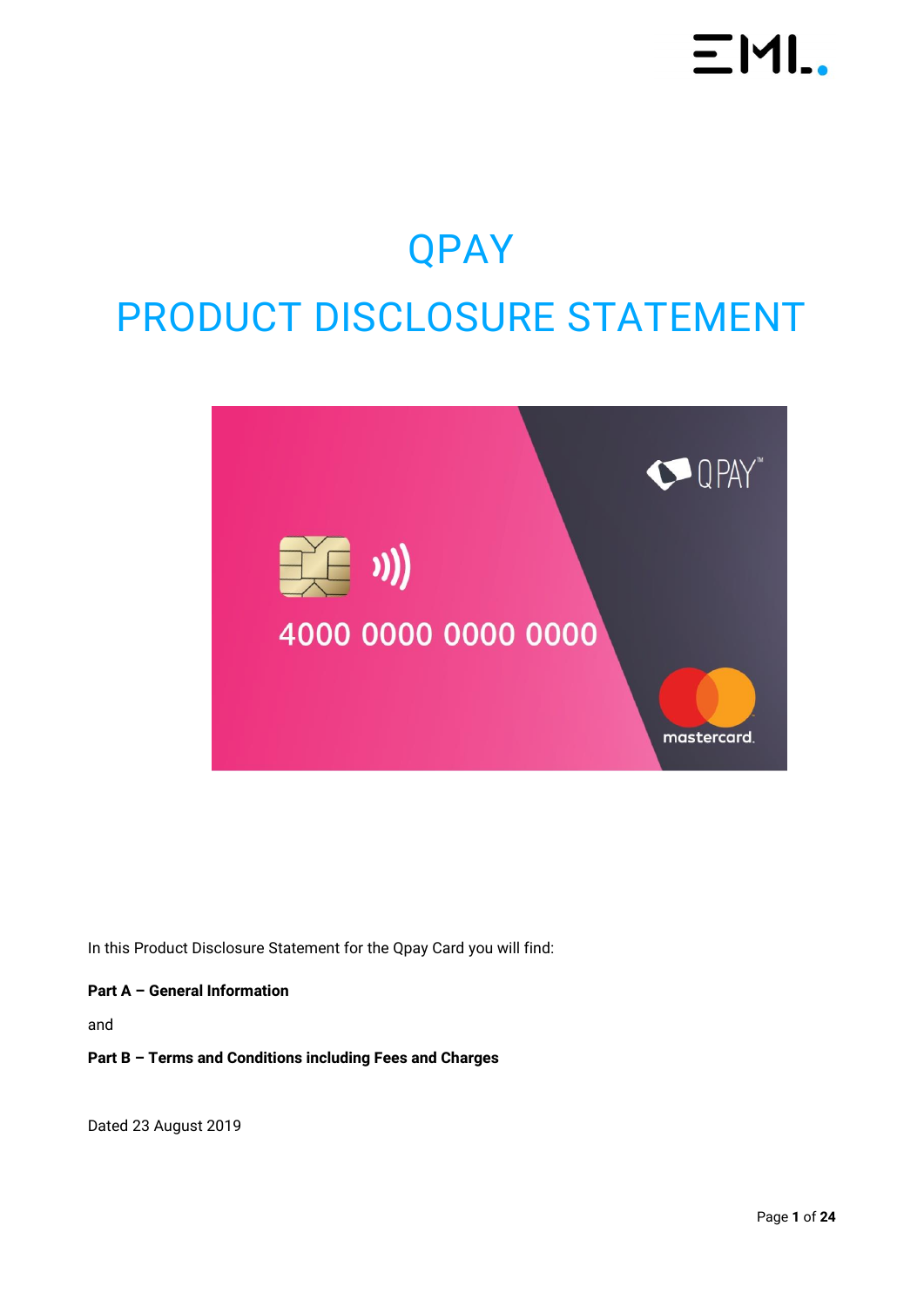# QPAY

# PRODUCT DISCLOSURE STATEMENT

In this Product Disclosure Statement for the Qpay Card you will find:

**Part A – General Information**

and

**Part B – Terms and Conditions including Fees and Charges**

Dated 23 August 2019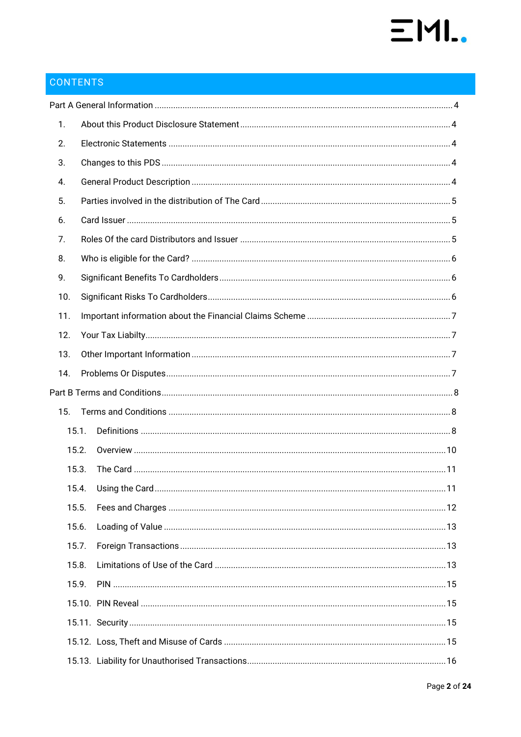## CONTENTS

Part A General Information ... 4

1. About this Product Disclosure Statement ... 4
2. Electronic Statements ... 4
3. Changes to this PDS ... 4
4. General Product Description ... 4
5. Parties involved in the distribution of The Card ... 5
6. Card Issuer ... 5
7. Roles Of the card Distributors and Issuer ... 5
8. Who is eligible for the Card? ... 6
9. Significant Benefits To Cardholders ... 6
10. Significant Risks To Cardholders ... 6
11. Important information about the Financial Claims Scheme ... 7
12. Your Tax Liabilty ... 7
13. Other Important Information ... 7
14. Problems Or Disputes ... 7

Part B Terms and Conditions ... 8

15. Terms and Conditions ... 8
    - 15.1. Definitions ... 8
    - 15.2. Overview ... 10
    - 15.3. The Card ... 11
    - 15.4. Using the Card ... 11
    - 15.5. Fees and Charges ... 12
    - 15.6. Loading of Value ... 13
    - 15.7. Foreign Transactions ... 13
    - 15.8. Limitations of Use of the Card ... 13
    - 15.9. PIN ... 15
    - 15.10. PIN Reveal ... 15
    - 15.11. Security ... 15
    - 15.12. Loss, Theft and Misuse of Cards ... 15
    - 15.13. Liability for Unauthorised Transactions ... 16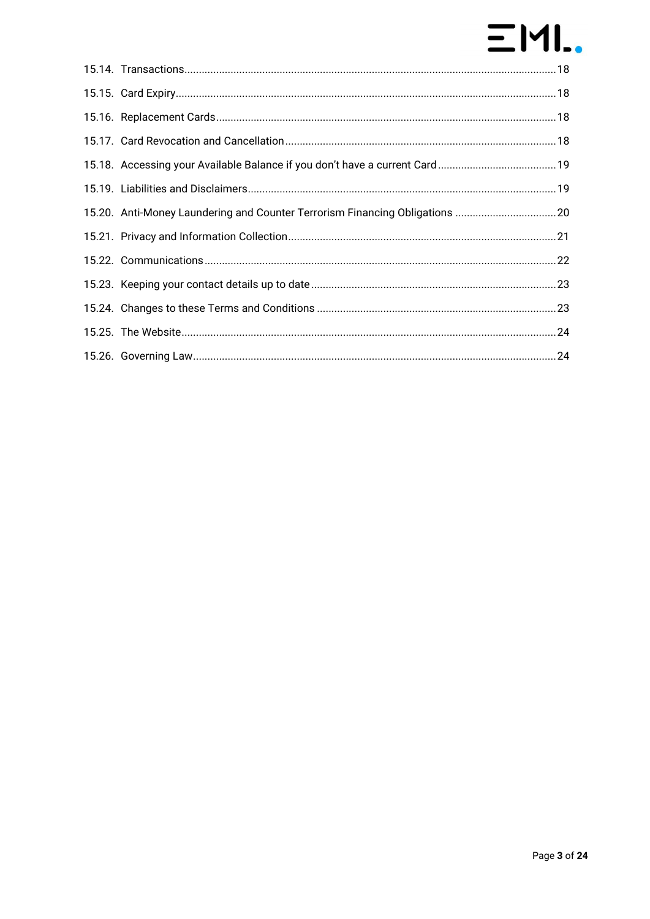15.14. Transactions ..... 18

15.15. Card Expiry ..... 18

15.16. Replacement Cards ..... 18

15.17. Card Revocation and Cancellation ..... 18

15.18. Accessing your Available Balance if you don't have a current Card ..... 19

15.19. Liabilities and Disclaimers ..... 19

15.20. Anti-Money Laundering and Counter Terrorism Financing Obligations ..... 20

15.21. Privacy and Information Collection ..... 21

15.22. Communications ..... 22

15.23. Keeping your contact details up to date ..... 23

15.24. Changes to these Terms and Conditions ..... 23

15.25. The Website ..... 24

15.26. Governing Law ..... 24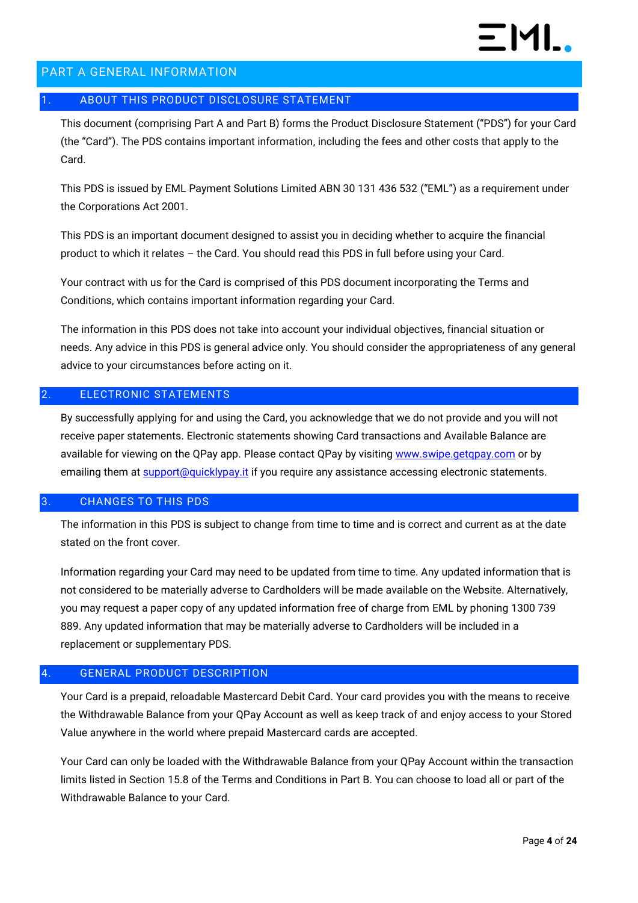# PART A GENERAL INFORMATION

## 1. ABOUT THIS PRODUCT DISCLOSURE STATEMENT

This document (comprising Part A and Part B) forms the Product Disclosure Statement ("PDS") for your Card (the "Card"). The PDS contains important information, including the fees and other costs that apply to the Card.

This PDS is issued by EML Payment Solutions Limited ABN 30 131 436 532 ("EML") as a requirement under the Corporations Act 2001.

This PDS is an important document designed to assist you in deciding whether to acquire the financial product to which it relates – the Card. You should read this PDS in full before using your Card.

Your contract with us for the Card is comprised of this PDS document incorporating the Terms and Conditions, which contains important information regarding your Card.

The information in this PDS does not take into account your individual objectives, financial situation or needs. Any advice in this PDS is general advice only. You should consider the appropriateness of any general advice to your circumstances before acting on it.

## 2. ELECTRONIC STATEMENTS

By successfully applying for and using the Card, you acknowledge that we do not provide and you will not receive paper statements. Electronic statements showing Card transactions and Available Balance are available for viewing on the QPay app. Please contact QPay by visiting [www.swipe.getqpay.com](http://www.swipe.getqpay.com) or by emailing them at [support@quicklypay.it](mailto:support@quicklypay.it) if you require any assistance accessing electronic statements.

## 3. CHANGES TO THIS PDS

The information in this PDS is subject to change from time to time and is correct and current as at the date stated on the front cover.

Information regarding your Card may need to be updated from time to time. Any updated information that is not considered to be materially adverse to Cardholders will be made available on the Website. Alternatively, you may request a paper copy of any updated information free of charge from EML by phoning 1300 739 889. Any updated information that may be materially adverse to Cardholders will be included in a replacement or supplementary PDS.

## 4. GENERAL PRODUCT DESCRIPTION

Your Card is a prepaid, reloadable Mastercard Debit Card. Your card provides you with the means to receive the Withdrawable Balance from your QPay Account as well as keep track of and enjoy access to your Stored Value anywhere in the world where prepaid Mastercard cards are accepted.

Your Card can only be loaded with the Withdrawable Balance from your QPay Account within the transaction limits listed in Section 15.8 of the Terms and Conditions in Part B. You can choose to load all or part of the Withdrawable Balance to your Card.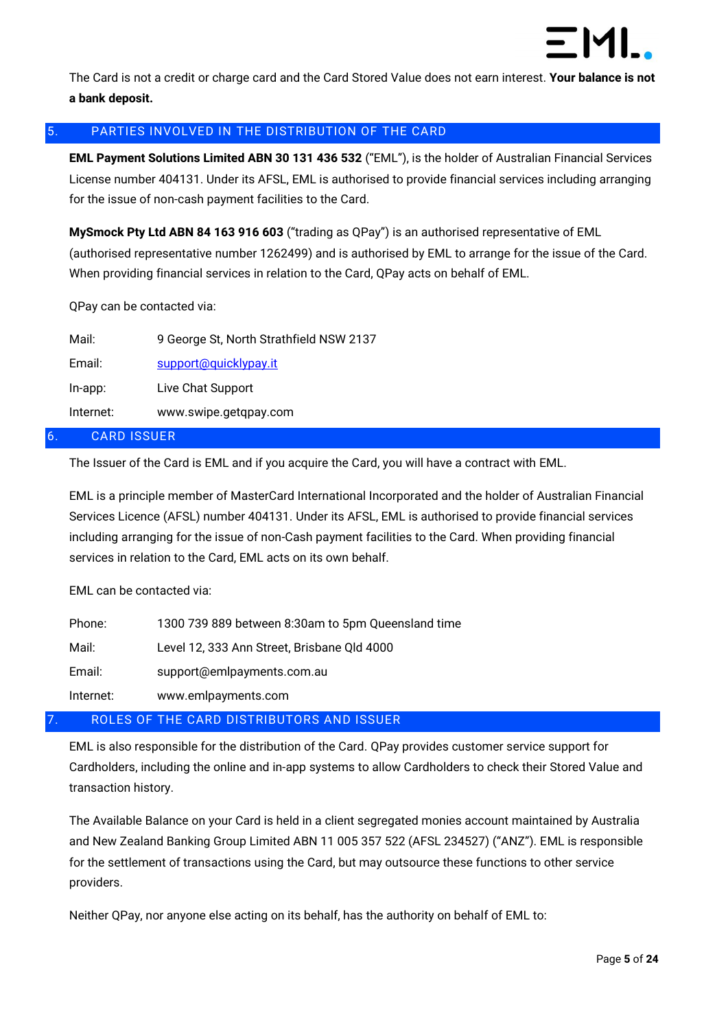The Card is not a credit or charge card and the Card Stored Value does not earn interest. **Your balance is not a bank deposit.**

## 5. PARTIES INVOLVED IN THE DISTRIBUTION OF THE CARD

**EML Payment Solutions Limited ABN 30 131 436 532** ("EML"), is the holder of Australian Financial Services License number 404131. Under its AFSL, EML is authorised to provide financial services including arranging for the issue of non-cash payment facilities to the Card.

**MySmock Pty Ltd ABN 84 163 916 603** ("trading as QPay") is an authorised representative of EML (authorised representative number 1262499) and is authorised by EML to arrange for the issue of the Card. When providing financial services in relation to the Card, QPay acts on behalf of EML.

QPay can be contacted via:

| | |
|---|---|
| Mail: | 9 George St, North Strathfield NSW 2137 |
| Email: | support@quicklypay.it |
| In-app: | Live Chat Support |
| Internet: | www.swipe.getqpay.com |

## 6. CARD ISSUER

The Issuer of the Card is EML and if you acquire the Card, you will have a contract with EML.

EML is a principle member of MasterCard International Incorporated and the holder of Australian Financial Services Licence (AFSL) number 404131. Under its AFSL, EML is authorised to provide financial services including arranging for the issue of non-Cash payment facilities to the Card. When providing financial services in relation to the Card, EML acts on its own behalf.

EML can be contacted via:

| | |
|---|---|
| Phone: | 1300 739 889 between 8:30am to 5pm Queensland time |
| Mail: | Level 12, 333 Ann Street, Brisbane Qld 4000 |
| Email: | support@emlpayments.com.au |
| Internet: | www.emlpayments.com |

## 7. ROLES OF THE CARD DISTRIBUTORS AND ISSUER

EML is also responsible for the distribution of the Card. QPay provides customer service support for Cardholders, including the online and in-app systems to allow Cardholders to check their Stored Value and transaction history.

The Available Balance on your Card is held in a client segregated monies account maintained by Australia and New Zealand Banking Group Limited ABN 11 005 357 522 (AFSL 234527) ("ANZ"). EML is responsible for the settlement of transactions using the Card, but may outsource these functions to other service providers.

Neither QPay, nor anyone else acting on its behalf, has the authority on behalf of EML to: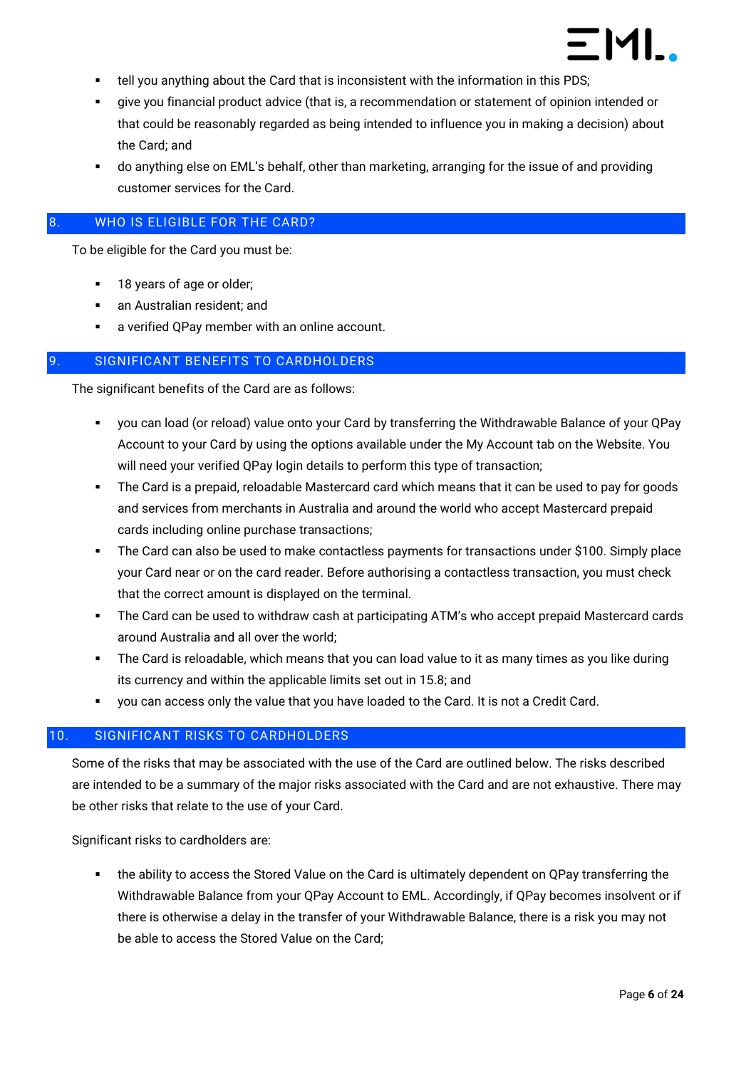- tell you anything about the Card that is inconsistent with the information in this PDS;
- give you financial product advice (that is, a recommendation or statement of opinion intended or that could be reasonably regarded as being intended to influence you in making a decision) about the Card; and
- do anything else on EML's behalf, other than marketing, arranging for the issue of and providing customer services for the Card.

## 8. WHO IS ELIGIBLE FOR THE CARD?

To be eligible for the Card you must be:

- 18 years of age or older;
- an Australian resident; and
- a verified QPay member with an online account.

## 9. SIGNIFICANT BENEFITS TO CARDHOLDERS

The significant benefits of the Card are as follows:

- you can load (or reload) value onto your Card by transferring the Withdrawable Balance of your QPay Account to your Card by using the options available under the My Account tab on the Website. You will need your verified QPay login details to perform this type of transaction;
- The Card is a prepaid, reloadable Mastercard card which means that it can be used to pay for goods and services from merchants in Australia and around the world who accept Mastercard prepaid cards including online purchase transactions;
- The Card can also be used to make contactless payments for transactions under $100. Simply place your Card near or on the card reader. Before authorising a contactless transaction, you must check that the correct amount is displayed on the terminal.
- The Card can be used to withdraw cash at participating ATM's who accept prepaid Mastercard cards around Australia and all over the world;
- The Card is reloadable, which means that you can load value to it as many times as you like during its currency and within the applicable limits set out in 15.8; and
- you can access only the value that you have loaded to the Card. It is not a Credit Card.

## 10. SIGNIFICANT RISKS TO CARDHOLDERS

Some of the risks that may be associated with the use of the Card are outlined below. The risks described are intended to be a summary of the major risks associated with the Card and are not exhaustive. There may be other risks that relate to the use of your Card.

Significant risks to cardholders are:

- the ability to access the Stored Value on the Card is ultimately dependent on QPay transferring the Withdrawable Balance from your QPay Account to EML. Accordingly, if QPay becomes insolvent or if there is otherwise a delay in the transfer of your Withdrawable Balance, there is a risk you may not be able to access the Stored Value on the Card;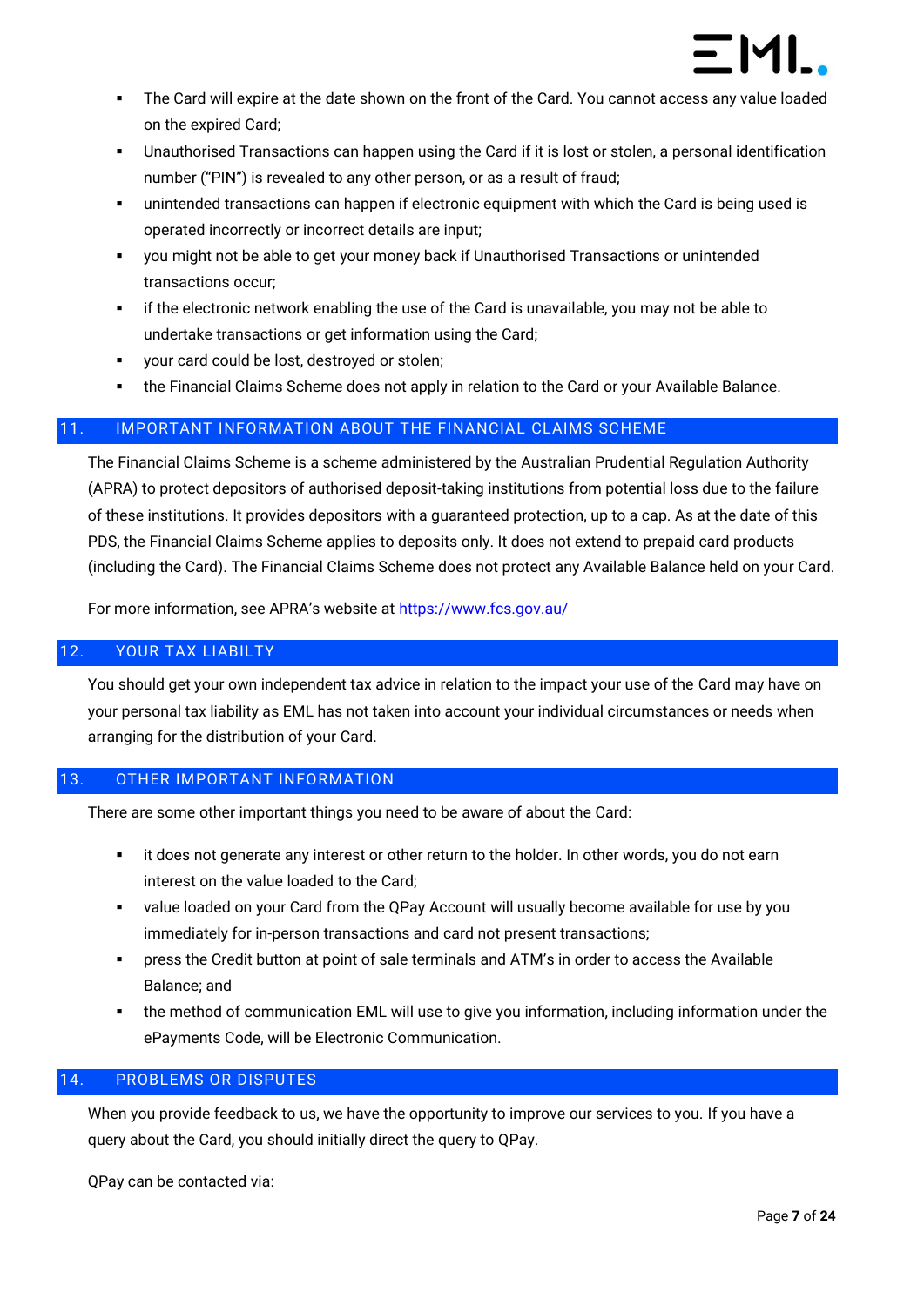- The Card will expire at the date shown on the front of the Card. You cannot access any value loaded on the expired Card;
- Unauthorised Transactions can happen using the Card if it is lost or stolen, a personal identification number ("PIN") is revealed to any other person, or as a result of fraud;
- unintended transactions can happen if electronic equipment with which the Card is being used is operated incorrectly or incorrect details are input;
- you might not be able to get your money back if Unauthorised Transactions or unintended transactions occur;
- if the electronic network enabling the use of the Card is unavailable, you may not be able to undertake transactions or get information using the Card;
- your card could be lost, destroyed or stolen;
- the Financial Claims Scheme does not apply in relation to the Card or your Available Balance.

## 11. IMPORTANT INFORMATION ABOUT THE FINANCIAL CLAIMS SCHEME

The Financial Claims Scheme is a scheme administered by the Australian Prudential Regulation Authority (APRA) to protect depositors of authorised deposit-taking institutions from potential loss due to the failure of these institutions. It provides depositors with a guaranteed protection, up to a cap. As at the date of this PDS, the Financial Claims Scheme applies to deposits only. It does not extend to prepaid card products (including the Card). The Financial Claims Scheme does not protect any Available Balance held on your Card.

For more information, see APRA's website at [https://www.fcs.gov.au/](https://www.fcs.gov.au/)

## 12. YOUR TAX LIABILTY

You should get your own independent tax advice in relation to the impact your use of the Card may have on your personal tax liability as EML has not taken into account your individual circumstances or needs when arranging for the distribution of your Card.

## 13. OTHER IMPORTANT INFORMATION

There are some other important things you need to be aware of about the Card:

- it does not generate any interest or other return to the holder. In other words, you do not earn interest on the value loaded to the Card;
- value loaded on your Card from the QPay Account will usually become available for use by you immediately for in-person transactions and card not present transactions;
- press the Credit button at point of sale terminals and ATM's in order to access the Available Balance; and
- the method of communication EML will use to give you information, including information under the ePayments Code, will be Electronic Communication.

## 14. PROBLEMS OR DISPUTES

When you provide feedback to us, we have the opportunity to improve our services to you. If you have a query about the Card, you should initially direct the query to QPay.

QPay can be contacted via: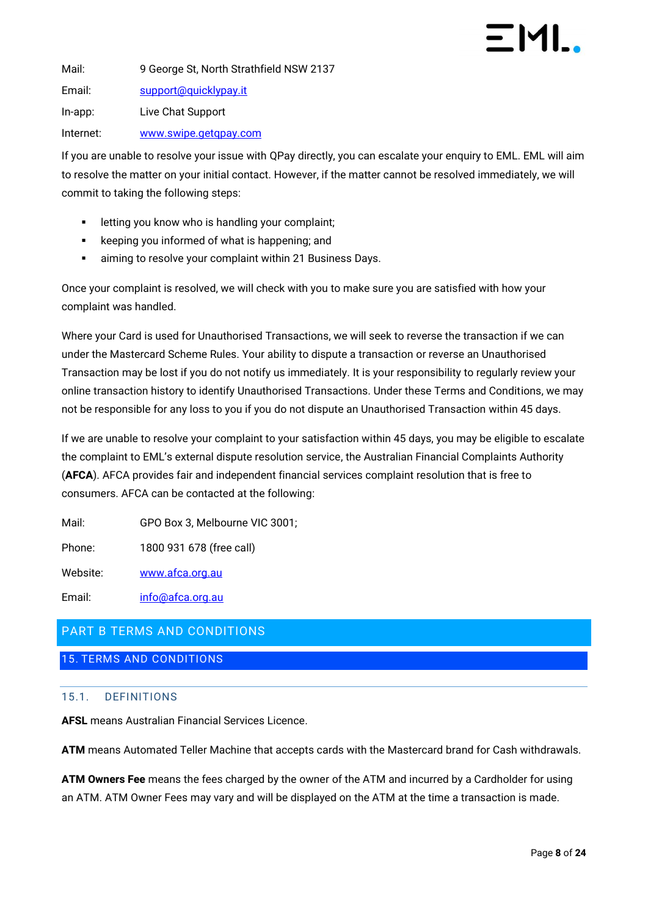| | |
|---|---|
| Mail: | 9 George St, North Strathfield NSW 2137 |
| Email: | support@quicklypay.it |
| In-app: | Live Chat Support |
| Internet: | www.swipe.getqpay.com |

If you are unable to resolve your issue with QPay directly, you can escalate your enquiry to EML. EML will aim to resolve the matter on your initial contact. However, if the matter cannot be resolved immediately, we will commit to taking the following steps:

- letting you know who is handling your complaint;
- keeping you informed of what is happening; and
- aiming to resolve your complaint within 21 Business Days.

Once your complaint is resolved, we will check with you to make sure you are satisfied with how your complaint was handled.

Where your Card is used for Unauthorised Transactions, we will seek to reverse the transaction if we can under the Mastercard Scheme Rules. Your ability to dispute a transaction or reverse an Unauthorised Transaction may be lost if you do not notify us immediately. It is your responsibility to regularly review your online transaction history to identify Unauthorised Transactions. Under these Terms and Conditions, we may not be responsible for any loss to you if you do not dispute an Unauthorised Transaction within 45 days.

If we are unable to resolve your complaint to your satisfaction within 45 days, you may be eligible to escalate the complaint to EML's external dispute resolution service, the Australian Financial Complaints Authority (**AFCA**). AFCA provides fair and independent financial services complaint resolution that is free to consumers. AFCA can be contacted at the following:

| | |
|---|---|
| Mail: | GPO Box 3, Melbourne VIC 3001; |
| Phone: | 1800 931 678 (free call) |
| Website: | www.afca.org.au |
| Email: | info@afca.org.au |

# PART B TERMS AND CONDITIONS

## 15. TERMS AND CONDITIONS

### 15.1. DEFINITIONS

**AFSL** means Australian Financial Services Licence.

**ATM** means Automated Teller Machine that accepts cards with the Mastercard brand for Cash withdrawals.

**ATM Owners Fee** means the fees charged by the owner of the ATM and incurred by a Cardholder for using an ATM. ATM Owner Fees may vary and will be displayed on the ATM at the time a transaction is made.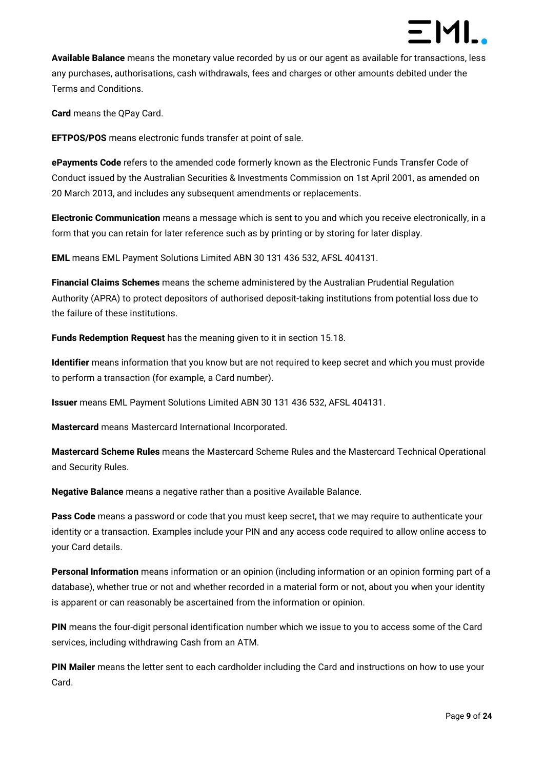**Available Balance** means the monetary value recorded by us or our agent as available for transactions, less any purchases, authorisations, cash withdrawals, fees and charges or other amounts debited under the Terms and Conditions.

**Card** means the QPay Card.

**EFTPOS/POS** means electronic funds transfer at point of sale.

**ePayments Code** refers to the amended code formerly known as the Electronic Funds Transfer Code of Conduct issued by the Australian Securities & Investments Commission on 1st April 2001, as amended on 20 March 2013, and includes any subsequent amendments or replacements.

**Electronic Communication** means a message which is sent to you and which you receive electronically, in a form that you can retain for later reference such as by printing or by storing for later display.

**EML** means EML Payment Solutions Limited ABN 30 131 436 532, AFSL 404131.

**Financial Claims Schemes** means the scheme administered by the Australian Prudential Regulation Authority (APRA) to protect depositors of authorised deposit-taking institutions from potential loss due to the failure of these institutions.

**Funds Redemption Request** has the meaning given to it in section 15.18.

**Identifier** means information that you know but are not required to keep secret and which you must provide to perform a transaction (for example, a Card number).

**Issuer** means EML Payment Solutions Limited ABN 30 131 436 532, AFSL 404131.

**Mastercard** means Mastercard International Incorporated.

**Mastercard Scheme Rules** means the Mastercard Scheme Rules and the Mastercard Technical Operational and Security Rules.

**Negative Balance** means a negative rather than a positive Available Balance.

**Pass Code** means a password or code that you must keep secret, that we may require to authenticate your identity or a transaction. Examples include your PIN and any access code required to allow online access to your Card details.

**Personal Information** means information or an opinion (including information or an opinion forming part of a database), whether true or not and whether recorded in a material form or not, about you when your identity is apparent or can reasonably be ascertained from the information or opinion.

**PIN** means the four-digit personal identification number which we issue to you to access some of the Card services, including withdrawing Cash from an ATM.

**PIN Mailer** means the letter sent to each cardholder including the Card and instructions on how to use your Card.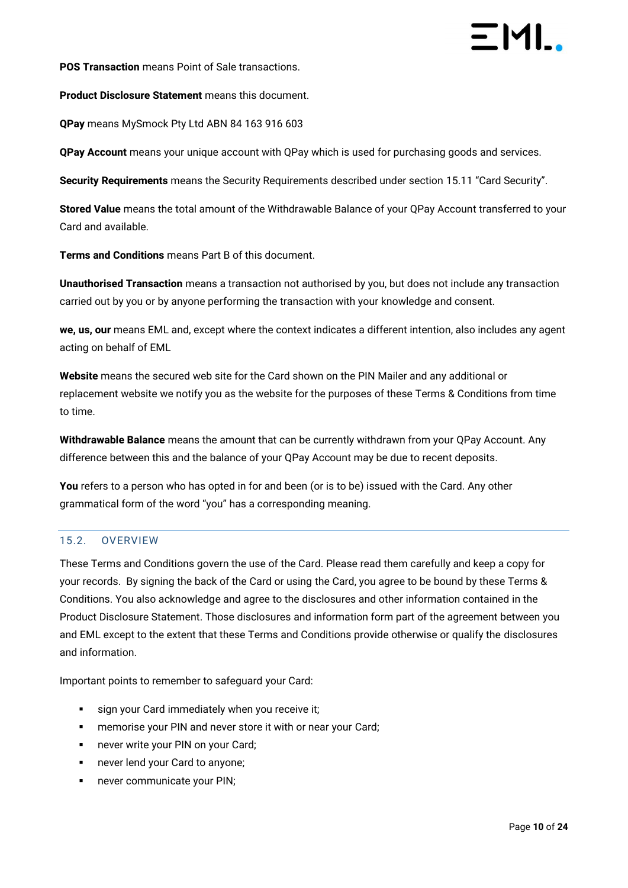**POS Transaction** means Point of Sale transactions.

**Product Disclosure Statement** means this document.

**QPay** means MySmock Pty Ltd ABN 84 163 916 603

**QPay Account** means your unique account with QPay which is used for purchasing goods and services.

**Security Requirements** means the Security Requirements described under section 15.11 "Card Security".

**Stored Value** means the total amount of the Withdrawable Balance of your QPay Account transferred to your Card and available.

**Terms and Conditions** means Part B of this document.

**Unauthorised Transaction** means a transaction not authorised by you, but does not include any transaction carried out by you or by anyone performing the transaction with your knowledge and consent.

**we, us, our** means EML and, except where the context indicates a different intention, also includes any agent acting on behalf of EML

**Website** means the secured web site for the Card shown on the PIN Mailer and any additional or replacement website we notify you as the website for the purposes of these Terms & Conditions from time to time.

**Withdrawable Balance** means the amount that can be currently withdrawn from your QPay Account. Any difference between this and the balance of your QPay Account may be due to recent deposits.

**You** refers to a person who has opted in for and been (or is to be) issued with the Card. Any other grammatical form of the word "you" has a corresponding meaning.

## 15.2. OVERVIEW

These Terms and Conditions govern the use of the Card. Please read them carefully and keep a copy for your records. By signing the back of the Card or using the Card, you agree to be bound by these Terms & Conditions. You also acknowledge and agree to the disclosures and other information contained in the Product Disclosure Statement. Those disclosures and information form part of the agreement between you and EML except to the extent that these Terms and Conditions provide otherwise or qualify the disclosures and information.

Important points to remember to safeguard your Card:

- sign your Card immediately when you receive it;
- memorise your PIN and never store it with or near your Card;
- never write your PIN on your Card;
- never lend your Card to anyone;
- never communicate your PIN;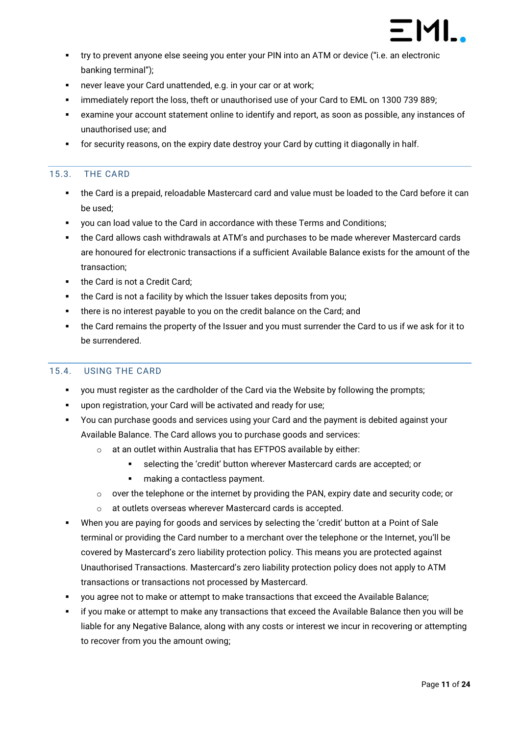- try to prevent anyone else seeing you enter your PIN into an ATM or device ("i.e. an electronic banking terminal");
- never leave your Card unattended, e.g. in your car or at work;
- immediately report the loss, theft or unauthorised use of your Card to EML on 1300 739 889;
- examine your account statement online to identify and report, as soon as possible, any instances of unauthorised use; and
- for security reasons, on the expiry date destroy your Card by cutting it diagonally in half.

### 15.3. THE CARD

- the Card is a prepaid, reloadable Mastercard card and value must be loaded to the Card before it can be used;
- you can load value to the Card in accordance with these Terms and Conditions;
- the Card allows cash withdrawals at ATM's and purchases to be made wherever Mastercard cards are honoured for electronic transactions if a sufficient Available Balance exists for the amount of the transaction;
- the Card is not a Credit Card;
- the Card is not a facility by which the Issuer takes deposits from you;
- there is no interest payable to you on the credit balance on the Card; and
- the Card remains the property of the Issuer and you must surrender the Card to us if we ask for it to be surrendered.

### 15.4. USING THE CARD

- you must register as the cardholder of the Card via the Website by following the prompts;
- upon registration, your Card will be activated and ready for use;
- You can purchase goods and services using your Card and the payment is debited against your Available Balance. The Card allows you to purchase goods and services:
  - at an outlet within Australia that has EFTPOS available by either:
    - selecting the 'credit' button wherever Mastercard cards are accepted; or
    - making a contactless payment.
  - over the telephone or the internet by providing the PAN, expiry date and security code; or
  - at outlets overseas wherever Mastercard cards is accepted.
- When you are paying for goods and services by selecting the 'credit' button at a Point of Sale terminal or providing the Card number to a merchant over the telephone or the Internet, you'll be covered by Mastercard's zero liability protection policy. This means you are protected against Unauthorised Transactions. Mastercard's zero liability protection policy does not apply to ATM transactions or transactions not processed by Mastercard.
- you agree not to make or attempt to make transactions that exceed the Available Balance;
- if you make or attempt to make any transactions that exceed the Available Balance then you will be liable for any Negative Balance, along with any costs or interest we incur in recovering or attempting to recover from you the amount owing;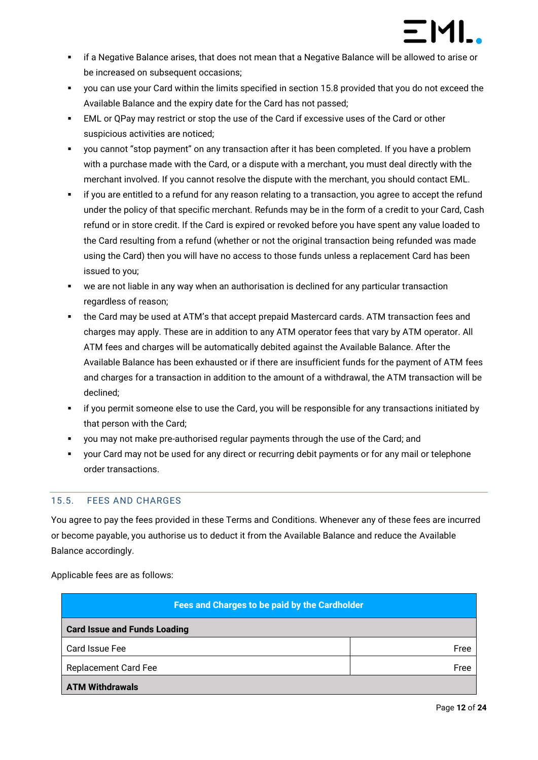- if a Negative Balance arises, that does not mean that a Negative Balance will be allowed to arise or be increased on subsequent occasions;
- you can use your Card within the limits specified in section 15.8 provided that you do not exceed the Available Balance and the expiry date for the Card has not passed;
- EML or QPay may restrict or stop the use of the Card if excessive uses of the Card or other suspicious activities are noticed;
- you cannot "stop payment" on any transaction after it has been completed. If you have a problem with a purchase made with the Card, or a dispute with a merchant, you must deal directly with the merchant involved. If you cannot resolve the dispute with the merchant, you should contact EML.
- if you are entitled to a refund for any reason relating to a transaction, you agree to accept the refund under the policy of that specific merchant. Refunds may be in the form of a credit to your Card, Cash refund or in store credit. If the Card is expired or revoked before you have spent any value loaded to the Card resulting from a refund (whether or not the original transaction being refunded was made using the Card) then you will have no access to those funds unless a replacement Card has been issued to you;
- we are not liable in any way when an authorisation is declined for any particular transaction regardless of reason;
- the Card may be used at ATM's that accept prepaid Mastercard cards. ATM transaction fees and charges may apply. These are in addition to any ATM operator fees that vary by ATM operator. All ATM fees and charges will be automatically debited against the Available Balance. After the Available Balance has been exhausted or if there are insufficient funds for the payment of ATM fees and charges for a transaction in addition to the amount of a withdrawal, the ATM transaction will be declined;
- if you permit someone else to use the Card, you will be responsible for any transactions initiated by that person with the Card;
- you may not make pre-authorised regular payments through the use of the Card; and
- your Card may not be used for any direct or recurring debit payments or for any mail or telephone order transactions.

## 15.5. FEES AND CHARGES

You agree to pay the fees provided in these Terms and Conditions. Whenever any of these fees are incurred or become payable, you authorise us to deduct it from the Available Balance and reduce the Available Balance accordingly.

Applicable fees are as follows:

| Fees and Charges to be paid by the Cardholder | |
|---|---|
| **Card Issue and Funds Loading** | |
| Card Issue Fee | Free |
| Replacement Card Fee | Free |
| **ATM Withdrawals** | |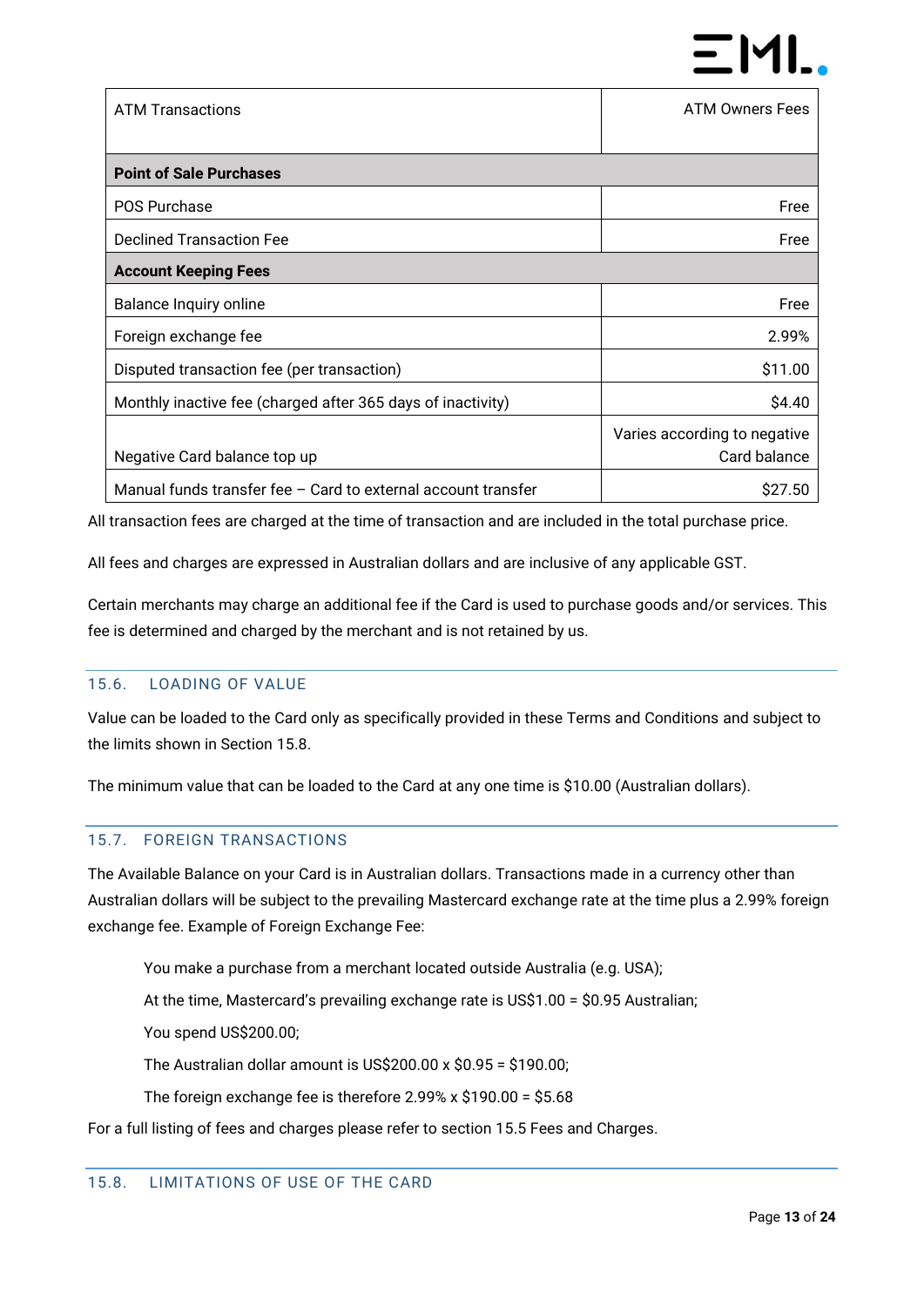| ATM Transactions | ATM Owners Fees |
| --- | --- |
| **Point of Sale Purchases** | |
| POS Purchase | Free |
| Declined Transaction Fee | Free |
| **Account Keeping Fees** | |
| Balance Inquiry online | Free |
| Foreign exchange fee | 2.99% |
| Disputed transaction fee (per transaction) | $11.00 |
| Monthly inactive fee (charged after 365 days of inactivity) | $4.40 |
| Negative Card balance top up | Varies according to negative Card balance |
| Manual funds transfer fee – Card to external account transfer | $27.50 |

All transaction fees are charged at the time of transaction and are included in the total purchase price.

All fees and charges are expressed in Australian dollars and are inclusive of any applicable GST.

Certain merchants may charge an additional fee if the Card is used to purchase goods and/or services. This fee is determined and charged by the merchant and is not retained by us.

## 15.6. LOADING OF VALUE

Value can be loaded to the Card only as specifically provided in these Terms and Conditions and subject to the limits shown in Section 15.8.

The minimum value that can be loaded to the Card at any one time is $10.00 (Australian dollars).

## 15.7. FOREIGN TRANSACTIONS

The Available Balance on your Card is in Australian dollars. Transactions made in a currency other than Australian dollars will be subject to the prevailing Mastercard exchange rate at the time plus a 2.99% foreign exchange fee. Example of Foreign Exchange Fee:

> You make a purchase from a merchant located outside Australia (e.g. USA);
>
> At the time, Mastercard's prevailing exchange rate is US$1.00 = $0.95 Australian;
>
> You spend US$200.00;
>
> The Australian dollar amount is US$200.00 x $0.95 = $190.00;
>
> The foreign exchange fee is therefore 2.99% x $190.00 = $5.68

For a full listing of fees and charges please refer to section 15.5 Fees and Charges.

## 15.8. LIMITATIONS OF USE OF THE CARD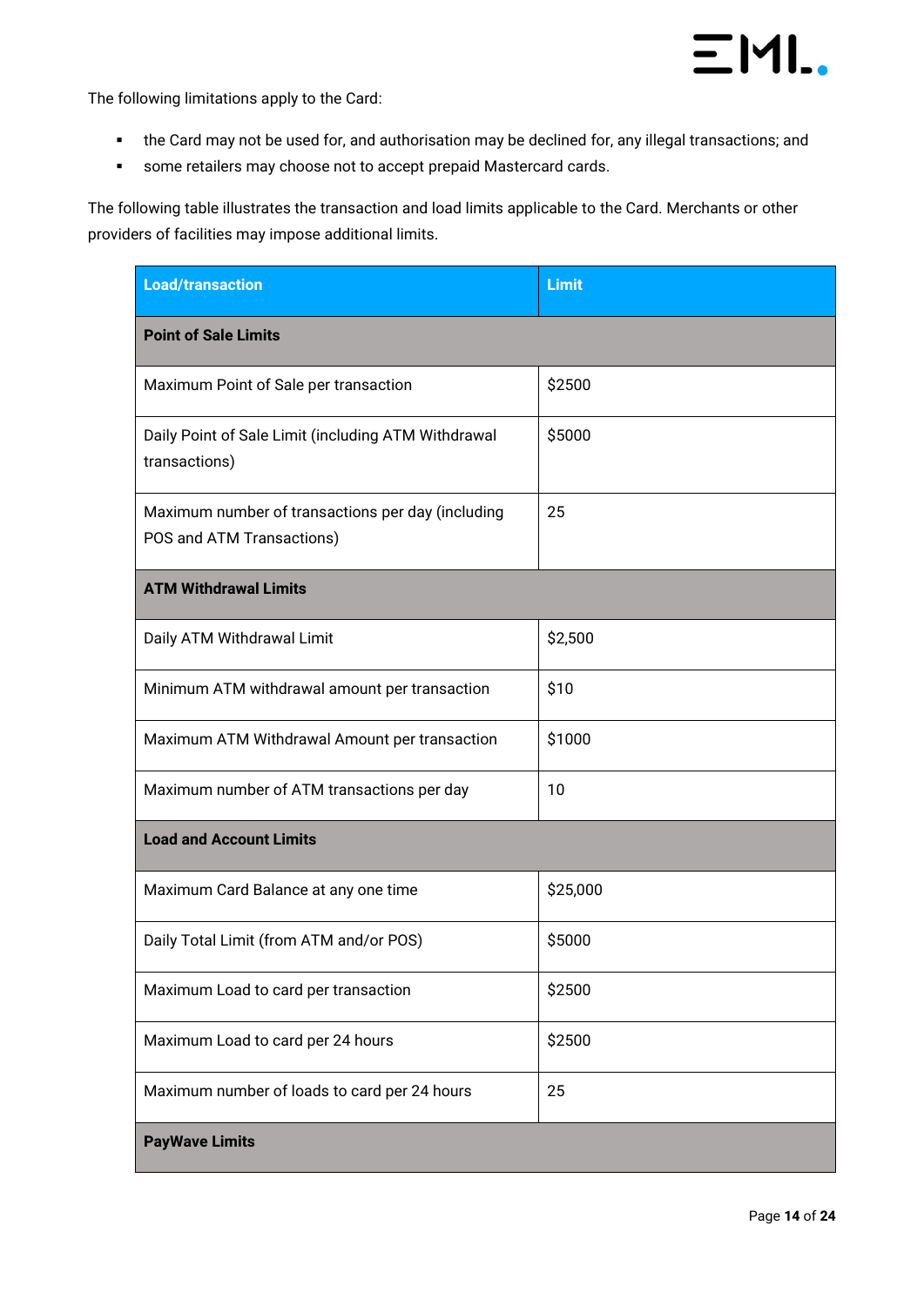The following limitations apply to the Card:

- the Card may not be used for, and authorisation may be declined for, any illegal transactions; and
- some retailers may choose not to accept prepaid Mastercard cards.

The following table illustrates the transaction and load limits applicable to the Card. Merchants or other providers of facilities may impose additional limits.

| Load/transaction | Limit |
| --- | --- |
| **Point of Sale Limits** | |
| Maximum Point of Sale per transaction | $2500 |
| Daily Point of Sale Limit (including ATM Withdrawal transactions) | $5000 |
| Maximum number of transactions per day (including POS and ATM Transactions) | 25 |
| **ATM Withdrawal Limits** | |
| Daily ATM Withdrawal Limit | $2,500 |
| Minimum ATM withdrawal amount per transaction | $10 |
| Maximum ATM Withdrawal Amount per transaction | $1000 |
| Maximum number of ATM transactions per day | 10 |
| **Load and Account Limits** | |
| Maximum Card Balance at any one time | $25,000 |
| Daily Total Limit (from ATM and/or POS) | $5000 |
| Maximum Load to card per transaction | $2500 |
| Maximum Load to card per 24 hours | $2500 |
| Maximum number of loads to card per 24 hours | 25 |
| **PayWave Limits** | |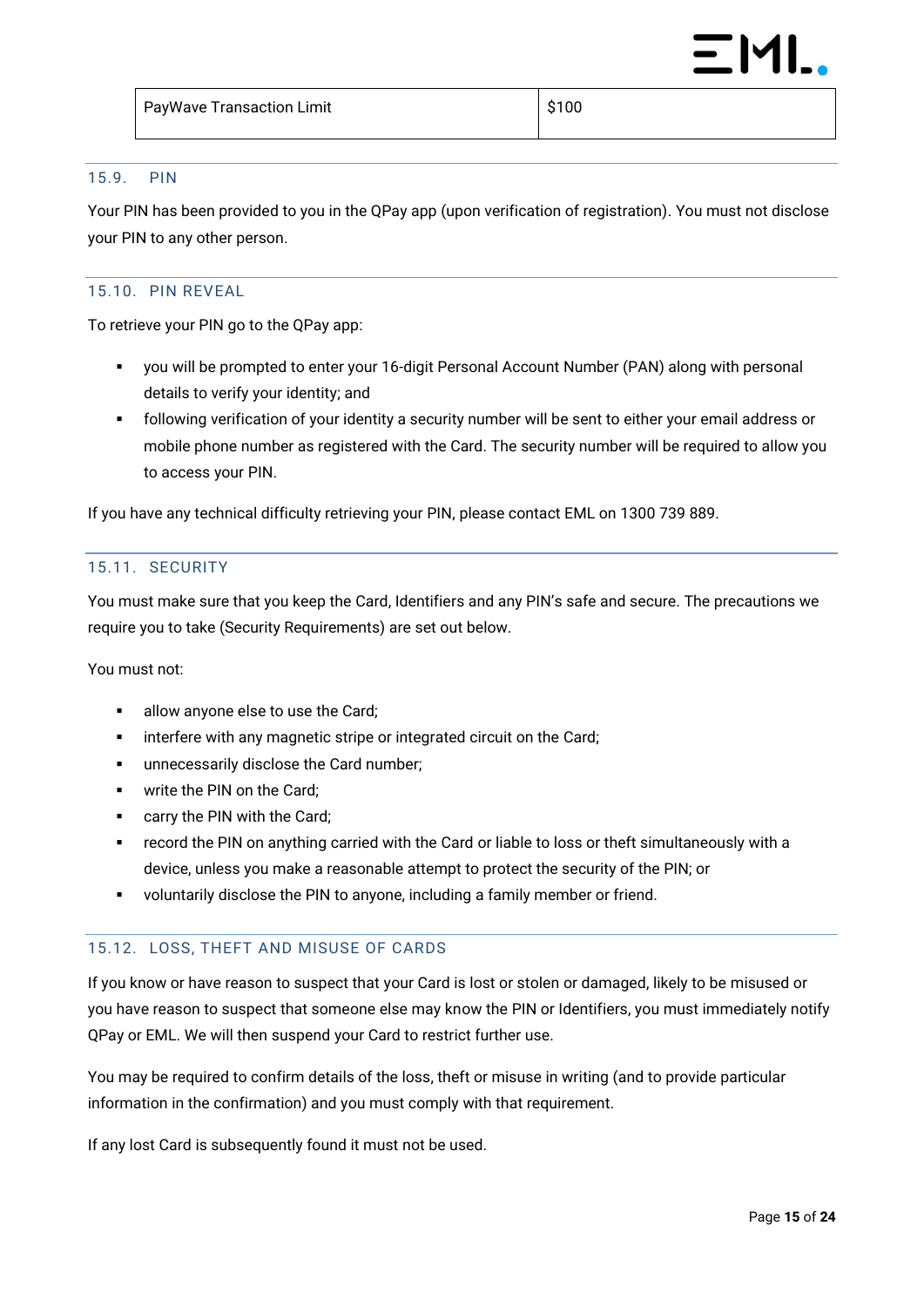| PayWave Transaction Limit | $100 |
|---|---|

### 15.9. PIN

Your PIN has been provided to you in the QPay app (upon verification of registration). You must not disclose your PIN to any other person.

### 15.10. PIN REVEAL

To retrieve your PIN go to the QPay app:

- you will be prompted to enter your 16-digit Personal Account Number (PAN) along with personal details to verify your identity; and
- following verification of your identity a security number will be sent to either your email address or mobile phone number as registered with the Card. The security number will be required to allow you to access your PIN.

If you have any technical difficulty retrieving your PIN, please contact EML on 1300 739 889.

### 15.11. SECURITY

You must make sure that you keep the Card, Identifiers and any PIN's safe and secure. The precautions we require you to take (Security Requirements) are set out below.

You must not:

- allow anyone else to use the Card;
- interfere with any magnetic stripe or integrated circuit on the Card;
- unnecessarily disclose the Card number;
- write the PIN on the Card;
- carry the PIN with the Card;
- record the PIN on anything carried with the Card or liable to loss or theft simultaneously with a device, unless you make a reasonable attempt to protect the security of the PIN; or
- voluntarily disclose the PIN to anyone, including a family member or friend.

### 15.12. LOSS, THEFT AND MISUSE OF CARDS

If you know or have reason to suspect that your Card is lost or stolen or damaged, likely to be misused or you have reason to suspect that someone else may know the PIN or Identifiers, you must immediately notify QPay or EML. We will then suspend your Card to restrict further use.

You may be required to confirm details of the loss, theft or misuse in writing (and to provide particular information in the confirmation) and you must comply with that requirement.

If any lost Card is subsequently found it must not be used.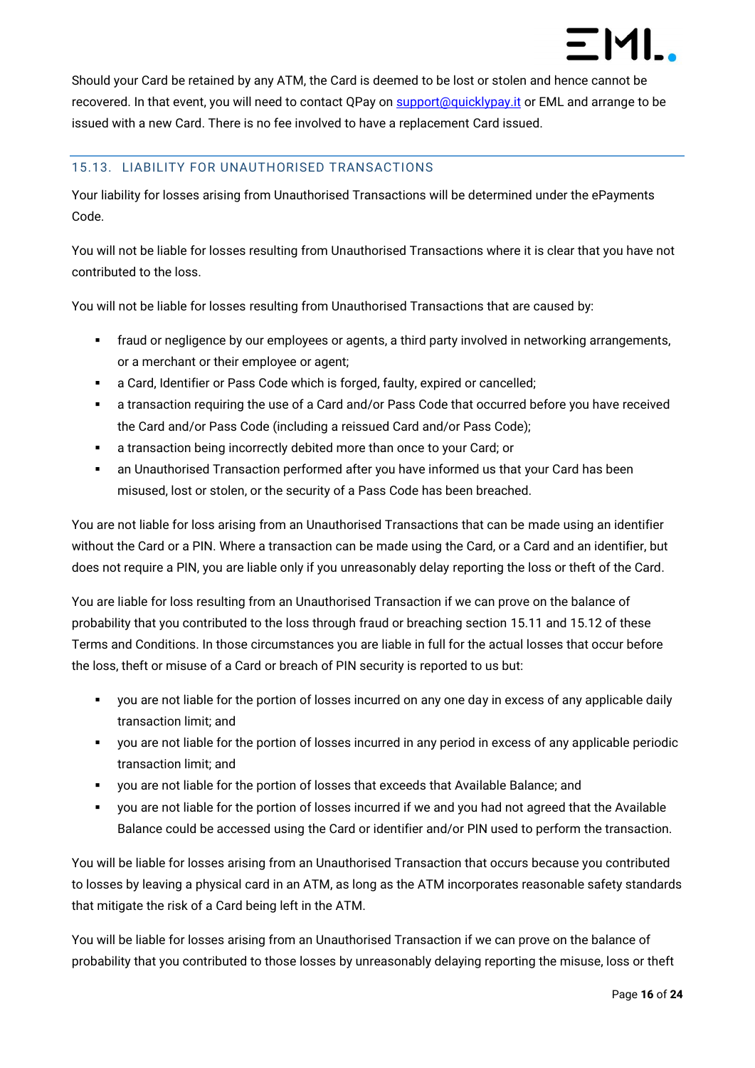Should your Card be retained by any ATM, the Card is deemed to be lost or stolen and hence cannot be recovered. In that event, you will need to contact QPay on support@quicklypay.it or EML and arrange to be issued with a new Card. There is no fee involved to have a replacement Card issued.

## 15.13. LIABILITY FOR UNAUTHORISED TRANSACTIONS

Your liability for losses arising from Unauthorised Transactions will be determined under the ePayments Code.

You will not be liable for losses resulting from Unauthorised Transactions where it is clear that you have not contributed to the loss.

You will not be liable for losses resulting from Unauthorised Transactions that are caused by:

- fraud or negligence by our employees or agents, a third party involved in networking arrangements, or a merchant or their employee or agent;
- a Card, Identifier or Pass Code which is forged, faulty, expired or cancelled;
- a transaction requiring the use of a Card and/or Pass Code that occurred before you have received the Card and/or Pass Code (including a reissued Card and/or Pass Code);
- a transaction being incorrectly debited more than once to your Card; or
- an Unauthorised Transaction performed after you have informed us that your Card has been misused, lost or stolen, or the security of a Pass Code has been breached.

You are not liable for loss arising from an Unauthorised Transactions that can be made using an identifier without the Card or a PIN. Where a transaction can be made using the Card, or a Card and an identifier, but does not require a PIN, you are liable only if you unreasonably delay reporting the loss or theft of the Card.

You are liable for loss resulting from an Unauthorised Transaction if we can prove on the balance of probability that you contributed to the loss through fraud or breaching section 15.11 and 15.12 of these Terms and Conditions. In those circumstances you are liable in full for the actual losses that occur before the loss, theft or misuse of a Card or breach of PIN security is reported to us but:

- you are not liable for the portion of losses incurred on any one day in excess of any applicable daily transaction limit; and
- you are not liable for the portion of losses incurred in any period in excess of any applicable periodic transaction limit; and
- you are not liable for the portion of losses that exceeds that Available Balance; and
- you are not liable for the portion of losses incurred if we and you had not agreed that the Available Balance could be accessed using the Card or identifier and/or PIN used to perform the transaction.

You will be liable for losses arising from an Unauthorised Transaction that occurs because you contributed to losses by leaving a physical card in an ATM, as long as the ATM incorporates reasonable safety standards that mitigate the risk of a Card being left in the ATM.

You will be liable for losses arising from an Unauthorised Transaction if we can prove on the balance of probability that you contributed to those losses by unreasonably delaying reporting the misuse, loss or theft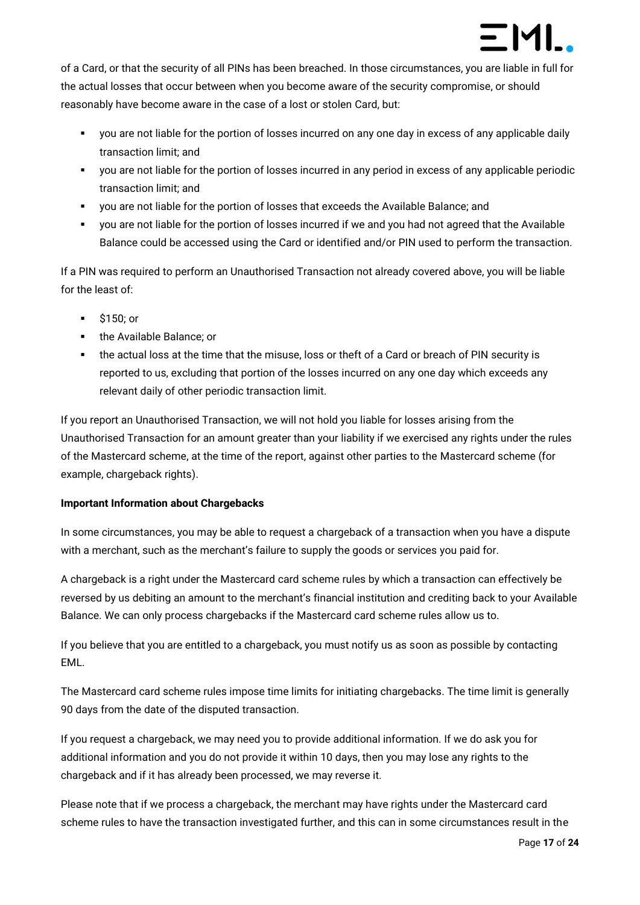of a Card, or that the security of all PINs has been breached. In those circumstances, you are liable in full for the actual losses that occur between when you become aware of the security compromise, or should reasonably have become aware in the case of a lost or stolen Card, but:

- you are not liable for the portion of losses incurred on any one day in excess of any applicable daily transaction limit; and
- you are not liable for the portion of losses incurred in any period in excess of any applicable periodic transaction limit; and
- you are not liable for the portion of losses that exceeds the Available Balance; and
- you are not liable for the portion of losses incurred if we and you had not agreed that the Available Balance could be accessed using the Card or identified and/or PIN used to perform the transaction.

If a PIN was required to perform an Unauthorised Transaction not already covered above, you will be liable for the least of:

- $150; or
- the Available Balance; or
- the actual loss at the time that the misuse, loss or theft of a Card or breach of PIN security is reported to us, excluding that portion of the losses incurred on any one day which exceeds any relevant daily of other periodic transaction limit.

If you report an Unauthorised Transaction, we will not hold you liable for losses arising from the Unauthorised Transaction for an amount greater than your liability if we exercised any rights under the rules of the Mastercard scheme, at the time of the report, against other parties to the Mastercard scheme (for example, chargeback rights).

**Important Information about Chargebacks**

In some circumstances, you may be able to request a chargeback of a transaction when you have a dispute with a merchant, such as the merchant's failure to supply the goods or services you paid for.

A chargeback is a right under the Mastercard card scheme rules by which a transaction can effectively be reversed by us debiting an amount to the merchant's financial institution and crediting back to your Available Balance. We can only process chargebacks if the Mastercard card scheme rules allow us to.

If you believe that you are entitled to a chargeback, you must notify us as soon as possible by contacting EML.

The Mastercard card scheme rules impose time limits for initiating chargebacks. The time limit is generally 90 days from the date of the disputed transaction.

If you request a chargeback, we may need you to provide additional information. If we do ask you for additional information and you do not provide it within 10 days, then you may lose any rights to the chargeback and if it has already been processed, we may reverse it.

Please note that if we process a chargeback, the merchant may have rights under the Mastercard card scheme rules to have the transaction investigated further, and this can in some circumstances result in the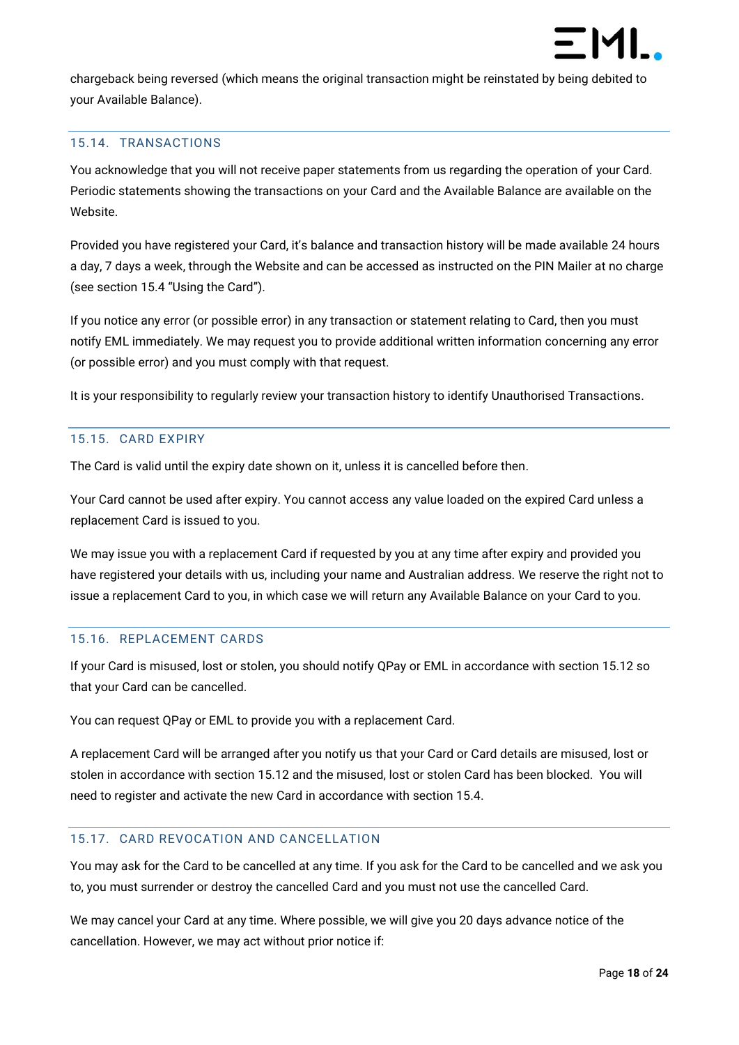chargeback being reversed (which means the original transaction might be reinstated by being debited to your Available Balance).

### 15.14. TRANSACTIONS

You acknowledge that you will not receive paper statements from us regarding the operation of your Card. Periodic statements showing the transactions on your Card and the Available Balance are available on the Website.

Provided you have registered your Card, it's balance and transaction history will be made available 24 hours a day, 7 days a week, through the Website and can be accessed as instructed on the PIN Mailer at no charge (see section 15.4 "Using the Card").

If you notice any error (or possible error) in any transaction or statement relating to Card, then you must notify EML immediately. We may request you to provide additional written information concerning any error (or possible error) and you must comply with that request.

It is your responsibility to regularly review your transaction history to identify Unauthorised Transactions.

### 15.15. CARD EXPIRY

The Card is valid until the expiry date shown on it, unless it is cancelled before then.

Your Card cannot be used after expiry. You cannot access any value loaded on the expired Card unless a replacement Card is issued to you.

We may issue you with a replacement Card if requested by you at any time after expiry and provided you have registered your details with us, including your name and Australian address. We reserve the right not to issue a replacement Card to you, in which case we will return any Available Balance on your Card to you.

### 15.16. REPLACEMENT CARDS

If your Card is misused, lost or stolen, you should notify QPay or EML in accordance with section 15.12 so that your Card can be cancelled.

You can request QPay or EML to provide you with a replacement Card.

A replacement Card will be arranged after you notify us that your Card or Card details are misused, lost or stolen in accordance with section 15.12 and the misused, lost or stolen Card has been blocked. You will need to register and activate the new Card in accordance with section 15.4.

### 15.17. CARD REVOCATION AND CANCELLATION

You may ask for the Card to be cancelled at any time. If you ask for the Card to be cancelled and we ask you to, you must surrender or destroy the cancelled Card and you must not use the cancelled Card.

We may cancel your Card at any time. Where possible, we will give you 20 days advance notice of the cancellation. However, we may act without prior notice if: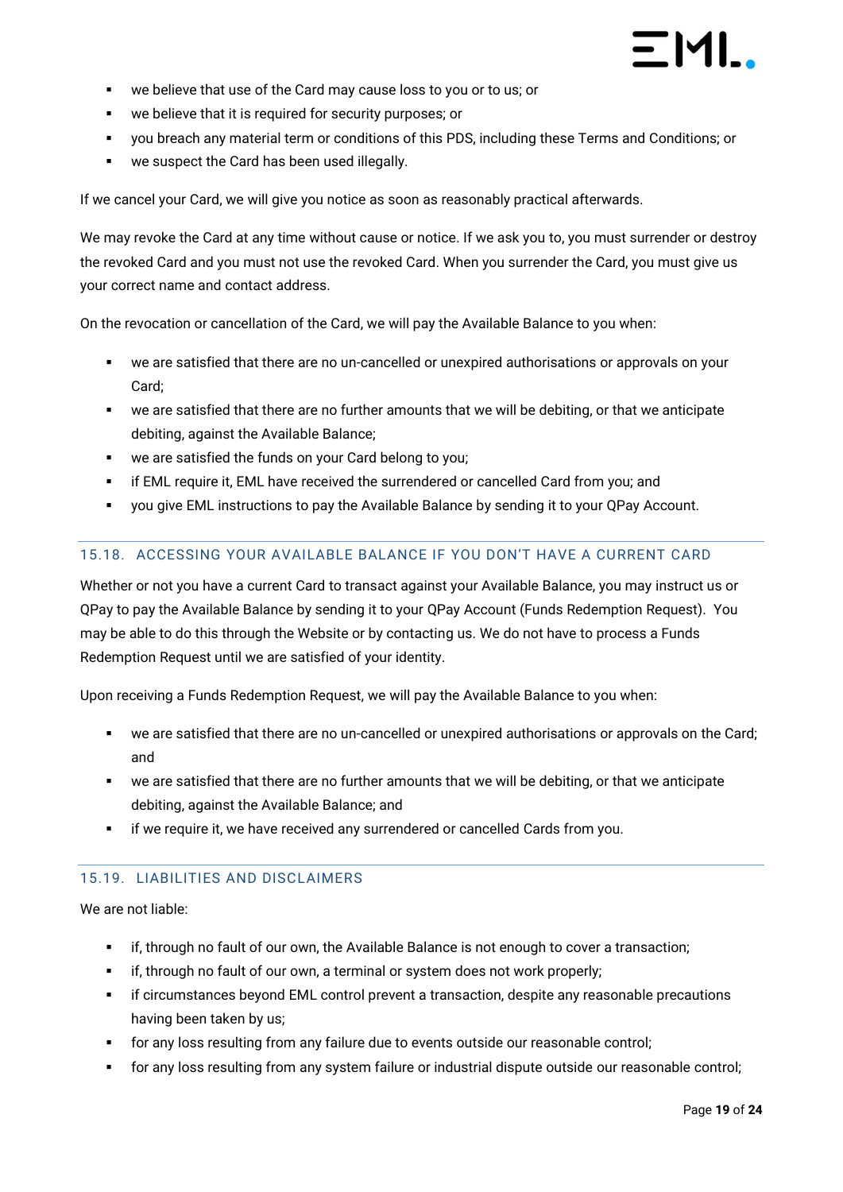- we believe that use of the Card may cause loss to you or to us; or
- we believe that it is required for security purposes; or
- you breach any material term or conditions of this PDS, including these Terms and Conditions; or
- we suspect the Card has been used illegally.

If we cancel your Card, we will give you notice as soon as reasonably practical afterwards.

We may revoke the Card at any time without cause or notice. If we ask you to, you must surrender or destroy the revoked Card and you must not use the revoked Card. When you surrender the Card, you must give us your correct name and contact address.

On the revocation or cancellation of the Card, we will pay the Available Balance to you when:

- we are satisfied that there are no un-cancelled or unexpired authorisations or approvals on your Card;
- we are satisfied that there are no further amounts that we will be debiting, or that we anticipate debiting, against the Available Balance;
- we are satisfied the funds on your Card belong to you;
- if EML require it, EML have received the surrendered or cancelled Card from you; and
- you give EML instructions to pay the Available Balance by sending it to your QPay Account.

### 15.18. ACCESSING YOUR AVAILABLE BALANCE IF YOU DON'T HAVE A CURRENT CARD

Whether or not you have a current Card to transact against your Available Balance, you may instruct us or QPay to pay the Available Balance by sending it to your QPay Account (Funds Redemption Request). You may be able to do this through the Website or by contacting us. We do not have to process a Funds Redemption Request until we are satisfied of your identity.

Upon receiving a Funds Redemption Request, we will pay the Available Balance to you when:

- we are satisfied that there are no un-cancelled or unexpired authorisations or approvals on the Card; and
- we are satisfied that there are no further amounts that we will be debiting, or that we anticipate debiting, against the Available Balance; and
- if we require it, we have received any surrendered or cancelled Cards from you.

### 15.19. LIABILITIES AND DISCLAIMERS

We are not liable:

- if, through no fault of our own, the Available Balance is not enough to cover a transaction;
- if, through no fault of our own, a terminal or system does not work properly;
- if circumstances beyond EML control prevent a transaction, despite any reasonable precautions having been taken by us;
- for any loss resulting from any failure due to events outside our reasonable control;
- for any loss resulting from any system failure or industrial dispute outside our reasonable control;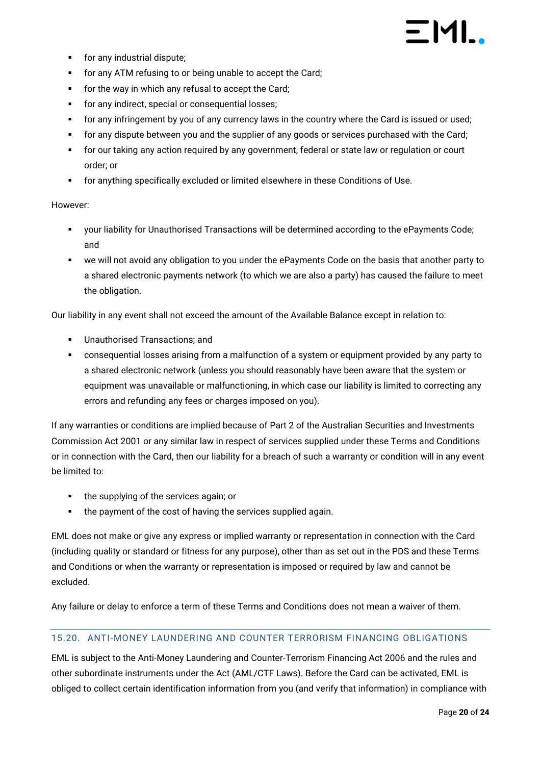- for any industrial dispute;
- for any ATM refusing to or being unable to accept the Card;
- for the way in which any refusal to accept the Card;
- for any indirect, special or consequential losses;
- for any infringement by you of any currency laws in the country where the Card is issued or used;
- for any dispute between you and the supplier of any goods or services purchased with the Card;
- for our taking any action required by any government, federal or state law or regulation or court order; or
- for anything specifically excluded or limited elsewhere in these Conditions of Use.

However:

- your liability for Unauthorised Transactions will be determined according to the ePayments Code; and
- we will not avoid any obligation to you under the ePayments Code on the basis that another party to a shared electronic payments network (to which we are also a party) has caused the failure to meet the obligation.

Our liability in any event shall not exceed the amount of the Available Balance except in relation to:

- Unauthorised Transactions; and
- consequential losses arising from a malfunction of a system or equipment provided by any party to a shared electronic network (unless you should reasonably have been aware that the system or equipment was unavailable or malfunctioning, in which case our liability is limited to correcting any errors and refunding any fees or charges imposed on you).

If any warranties or conditions are implied because of Part 2 of the Australian Securities and Investments Commission Act 2001 or any similar law in respect of services supplied under these Terms and Conditions or in connection with the Card, then our liability for a breach of such a warranty or condition will in any event be limited to:

- the supplying of the services again; or
- the payment of the cost of having the services supplied again.

EML does not make or give any express or implied warranty or representation in connection with the Card (including quality or standard or fitness for any purpose), other than as set out in the PDS and these Terms and Conditions or when the warranty or representation is imposed or required by law and cannot be excluded.

Any failure or delay to enforce a term of these Terms and Conditions does not mean a waiver of them.

## 15.20. ANTI-MONEY LAUNDERING AND COUNTER TERRORISM FINANCING OBLIGATIONS

EML is subject to the Anti-Money Laundering and Counter-Terrorism Financing Act 2006 and the rules and other subordinate instruments under the Act (AML/CTF Laws). Before the Card can be activated, EML is obliged to collect certain identification information from you (and verify that information) in compliance with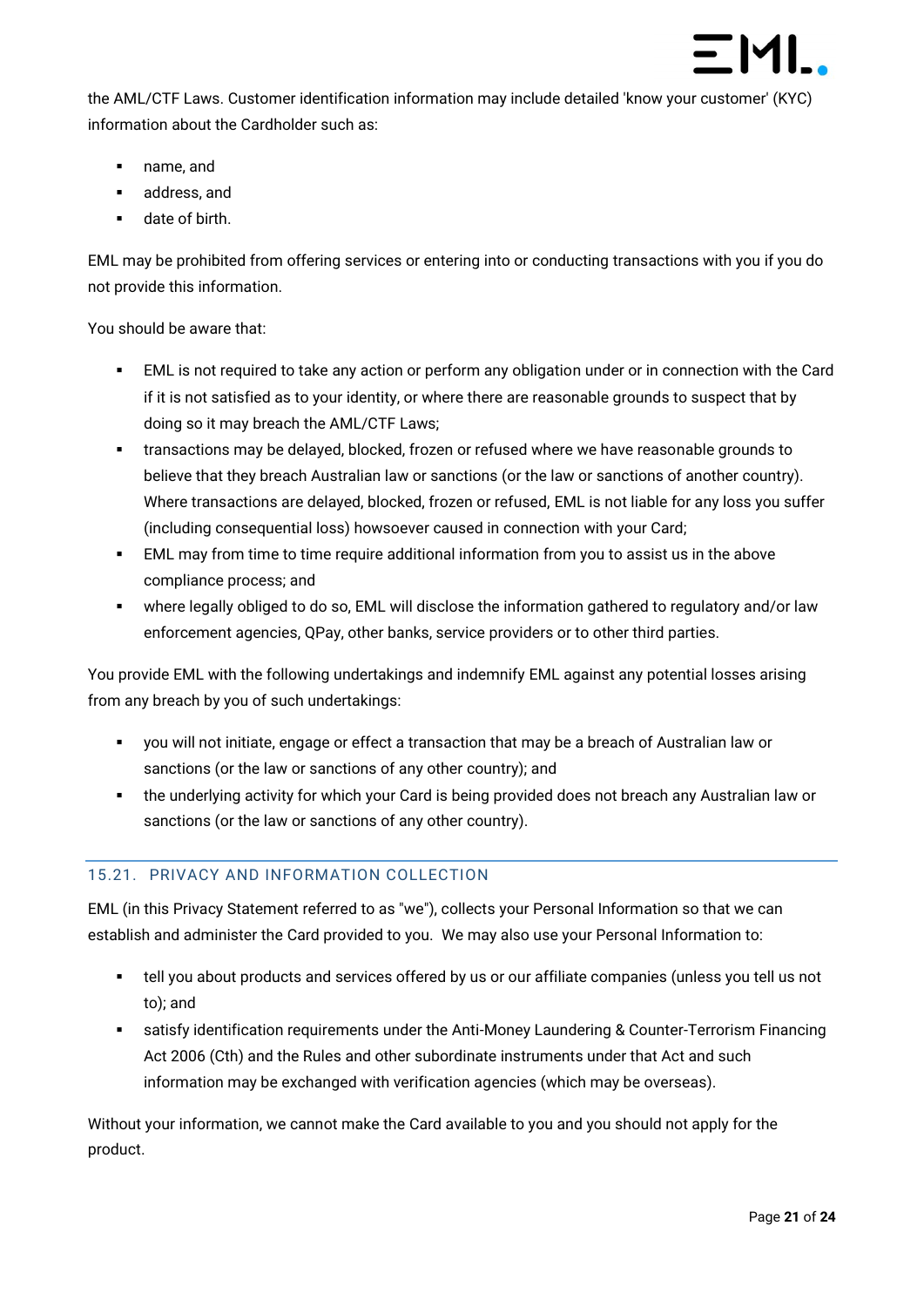the AML/CTF Laws. Customer identification information may include detailed 'know your customer' (KYC) information about the Cardholder such as:

- name, and
- address, and
- date of birth.

EML may be prohibited from offering services or entering into or conducting transactions with you if you do not provide this information.

You should be aware that:

- EML is not required to take any action or perform any obligation under or in connection with the Card if it is not satisfied as to your identity, or where there are reasonable grounds to suspect that by doing so it may breach the AML/CTF Laws;
- transactions may be delayed, blocked, frozen or refused where we have reasonable grounds to believe that they breach Australian law or sanctions (or the law or sanctions of another country). Where transactions are delayed, blocked, frozen or refused, EML is not liable for any loss you suffer (including consequential loss) howsoever caused in connection with your Card;
- EML may from time to time require additional information from you to assist us in the above compliance process; and
- where legally obliged to do so, EML will disclose the information gathered to regulatory and/or law enforcement agencies, QPay, other banks, service providers or to other third parties.

You provide EML with the following undertakings and indemnify EML against any potential losses arising from any breach by you of such undertakings:

- you will not initiate, engage or effect a transaction that may be a breach of Australian law or sanctions (or the law or sanctions of any other country); and
- the underlying activity for which your Card is being provided does not breach any Australian law or sanctions (or the law or sanctions of any other country).

## 15.21. PRIVACY AND INFORMATION COLLECTION

EML (in this Privacy Statement referred to as "we"), collects your Personal Information so that we can establish and administer the Card provided to you. We may also use your Personal Information to:

- tell you about products and services offered by us or our affiliate companies (unless you tell us not to); and
- satisfy identification requirements under the Anti-Money Laundering & Counter-Terrorism Financing Act 2006 (Cth) and the Rules and other subordinate instruments under that Act and such information may be exchanged with verification agencies (which may be overseas).

Without your information, we cannot make the Card available to you and you should not apply for the product.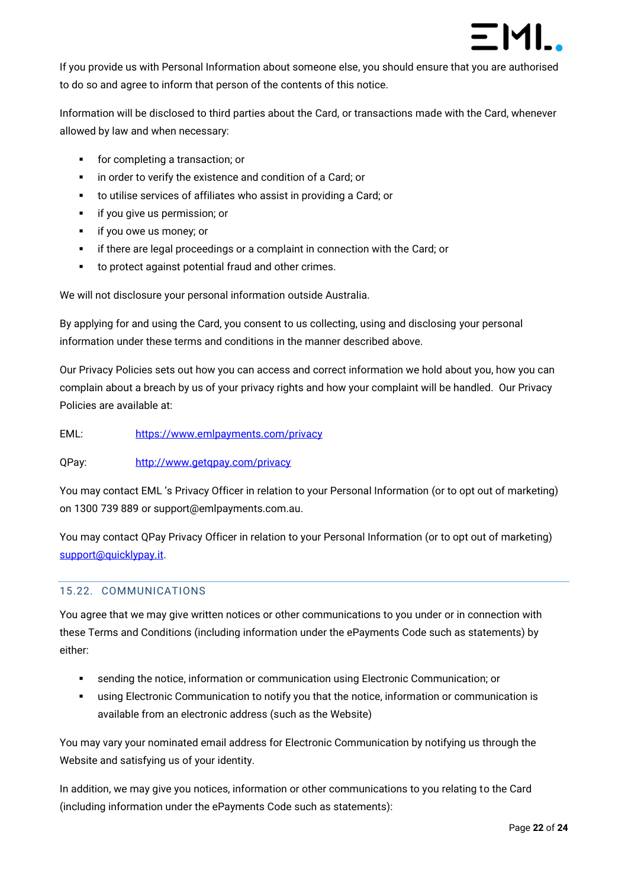If you provide us with Personal Information about someone else, you should ensure that you are authorised to do so and agree to inform that person of the contents of this notice.

Information will be disclosed to third parties about the Card, or transactions made with the Card, whenever allowed by law and when necessary:

- for completing a transaction; or
- in order to verify the existence and condition of a Card; or
- to utilise services of affiliates who assist in providing a Card; or
- if you give us permission; or
- if you owe us money; or
- if there are legal proceedings or a complaint in connection with the Card; or
- to protect against potential fraud and other crimes.

We will not disclosure your personal information outside Australia.

By applying for and using the Card, you consent to us collecting, using and disclosing your personal information under these terms and conditions in the manner described above.

Our Privacy Policies sets out how you can access and correct information we hold about you, how you can complain about a breach by us of your privacy rights and how your complaint will be handled. Our Privacy Policies are available at:

EML: https://www.emlpayments.com/privacy

QPay: http://www.getqpay.com/privacy

You may contact EML 's Privacy Officer in relation to your Personal Information (or to opt out of marketing) on 1300 739 889 or support@emlpayments.com.au.

You may contact QPay Privacy Officer in relation to your Personal Information (or to opt out of marketing) support@quicklypay.it.

### 15.22. COMMUNICATIONS

You agree that we may give written notices or other communications to you under or in connection with these Terms and Conditions (including information under the ePayments Code such as statements) by either:

- sending the notice, information or communication using Electronic Communication; or
- using Electronic Communication to notify you that the notice, information or communication is available from an electronic address (such as the Website)

You may vary your nominated email address for Electronic Communication by notifying us through the Website and satisfying us of your identity.

In addition, we may give you notices, information or other communications to you relating to the Card (including information under the ePayments Code such as statements):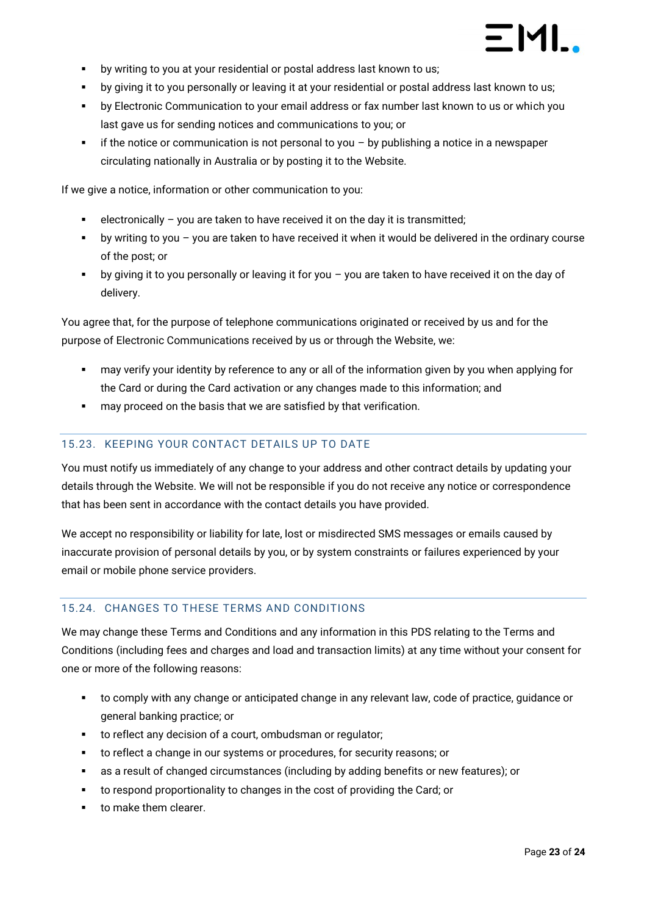- by writing to you at your residential or postal address last known to us;
- by giving it to you personally or leaving it at your residential or postal address last known to us;
- by Electronic Communication to your email address or fax number last known to us or which you last gave us for sending notices and communications to you; or
- if the notice or communication is not personal to you – by publishing a notice in a newspaper circulating nationally in Australia or by posting it to the Website.

If we give a notice, information or other communication to you:

- electronically – you are taken to have received it on the day it is transmitted;
- by writing to you – you are taken to have received it when it would be delivered in the ordinary course of the post; or
- by giving it to you personally or leaving it for you – you are taken to have received it on the day of delivery.

You agree that, for the purpose of telephone communications originated or received by us and for the purpose of Electronic Communications received by us or through the Website, we:

- may verify your identity by reference to any or all of the information given by you when applying for the Card or during the Card activation or any changes made to this information; and
- may proceed on the basis that we are satisfied by that verification.

### 15.23. KEEPING YOUR CONTACT DETAILS UP TO DATE

You must notify us immediately of any change to your address and other contract details by updating your details through the Website. We will not be responsible if you do not receive any notice or correspondence that has been sent in accordance with the contact details you have provided.

We accept no responsibility or liability for late, lost or misdirected SMS messages or emails caused by inaccurate provision of personal details by you, or by system constraints or failures experienced by your email or mobile phone service providers.

### 15.24. CHANGES TO THESE TERMS AND CONDITIONS

We may change these Terms and Conditions and any information in this PDS relating to the Terms and Conditions (including fees and charges and load and transaction limits) at any time without your consent for one or more of the following reasons:

- to comply with any change or anticipated change in any relevant law, code of practice, guidance or general banking practice; or
- to reflect any decision of a court, ombudsman or regulator;
- to reflect a change in our systems or procedures, for security reasons; or
- as a result of changed circumstances (including by adding benefits or new features); or
- to respond proportionality to changes in the cost of providing the Card; or
- to make them clearer.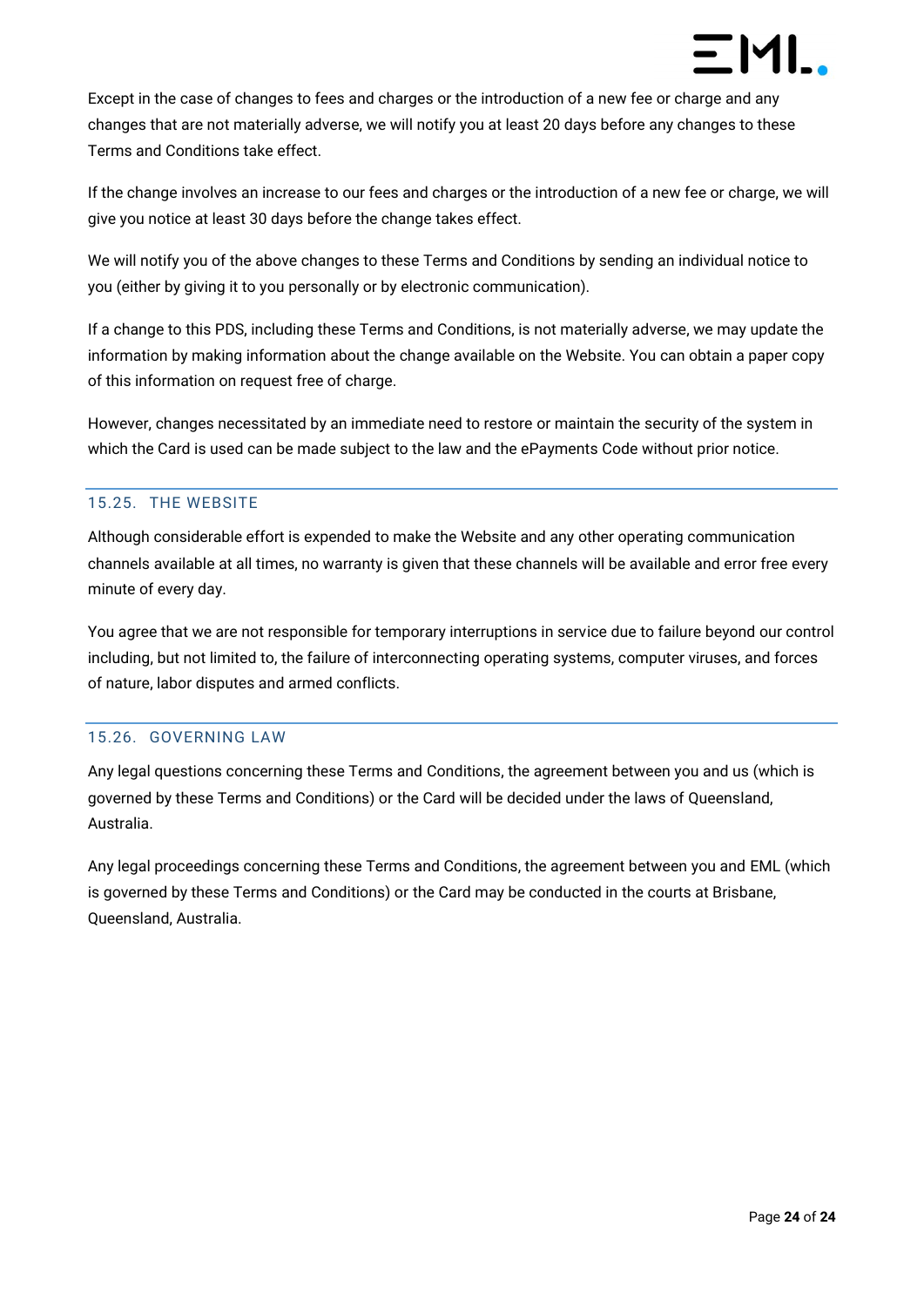Except in the case of changes to fees and charges or the introduction of a new fee or charge and any changes that are not materially adverse, we will notify you at least 20 days before any changes to these Terms and Conditions take effect.

If the change involves an increase to our fees and charges or the introduction of a new fee or charge, we will give you notice at least 30 days before the change takes effect.

We will notify you of the above changes to these Terms and Conditions by sending an individual notice to you (either by giving it to you personally or by electronic communication).

If a change to this PDS, including these Terms and Conditions, is not materially adverse, we may update the information by making information about the change available on the Website. You can obtain a paper copy of this information on request free of charge.

However, changes necessitated by an immediate need to restore or maintain the security of the system in which the Card is used can be made subject to the law and the ePayments Code without prior notice.

### 15.25. THE WEBSITE

Although considerable effort is expended to make the Website and any other operating communication channels available at all times, no warranty is given that these channels will be available and error free every minute of every day.

You agree that we are not responsible for temporary interruptions in service due to failure beyond our control including, but not limited to, the failure of interconnecting operating systems, computer viruses, and forces of nature, labor disputes and armed conflicts.

### 15.26. GOVERNING LAW

Any legal questions concerning these Terms and Conditions, the agreement between you and us (which is governed by these Terms and Conditions) or the Card will be decided under the laws of Queensland, Australia.

Any legal proceedings concerning these Terms and Conditions, the agreement between you and EML (which is governed by these Terms and Conditions) or the Card may be conducted in the courts at Brisbane, Queensland, Australia.